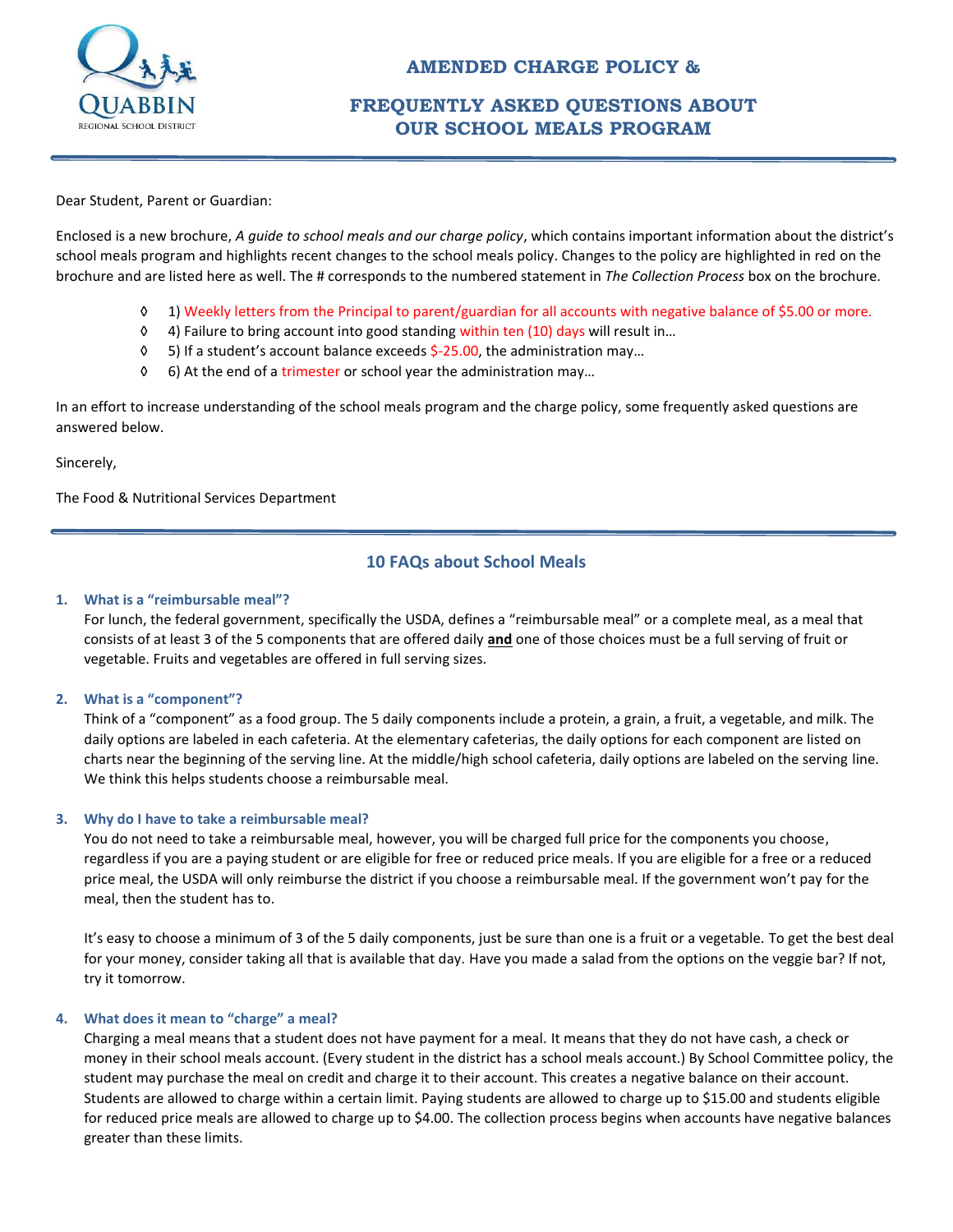# AMENDED CHARGE POLICY &

# FREQUENTLY ASKED QUESTIONS ABOUT OUR SCHOOL MEALS PROGRAM

Dear Student, Parent or Guardian:

Enclosed is a new brochure, *A guide to school meals and our charge policy*, which contains important information about the district's school meals program and highlights recent changes to the school meals policy. Changes to the policy are highlighted in red on the brochure and are listed here as well. The # corresponds to the numbered statement in *The Collection Process* box on the brochure.

- ◊ 1) Weekly letters from the Principal to parent/guardian for all accounts with negative balance of $5.00 or more.
- ◊ 4) Failure to bring account into good standing within ten (10) days will result in…
- ◊ 5) If a student's account balance exceeds $-25.00, the administration may…
- ◊ 6) At the end of a trimester or school year the administration may…

In an effort to increase understanding of the school meals program and the charge policy, some frequently asked questions are answered below.

Sincerely,

The Food & Nutritional Services Department

## 10 FAQs about School Meals

1. **What is a "reimbursable meal"?**
   For lunch, the federal government, specifically the USDA, defines a "reimbursable meal" or a complete meal, as a meal that consists of at least 3 of the 5 components that are offered daily **and** one of those choices must be a full serving of fruit or vegetable. Fruits and vegetables are offered in full serving sizes.

2. **What is a "component"?**
   Think of a "component" as a food group. The 5 daily components include a protein, a grain, a fruit, a vegetable, and milk. The daily options are labeled in each cafeteria. At the elementary cafeterias, the daily options for each component are listed on charts near the beginning of the serving line. At the middle/high school cafeteria, daily options are labeled on the serving line. We think this helps students choose a reimbursable meal.

3. **Why do I have to take a reimbursable meal?**
   You do not need to take a reimbursable meal, however, you will be charged full price for the components you choose, regardless if you are a paying student or are eligible for free or reduced price meals. If you are eligible for a free or a reduced price meal, the USDA will only reimburse the district if you choose a reimbursable meal. If the government won't pay for the meal, then the student has to.

   It's easy to choose a minimum of 3 of the 5 daily components, just be sure than one is a fruit or a vegetable. To get the best deal for your money, consider taking all that is available that day. Have you made a salad from the options on the veggie bar? If not, try it tomorrow.

4. **What does it mean to "charge" a meal?**
   Charging a meal means that a student does not have payment for a meal. It means that they do not have cash, a check or money in their school meals account. (Every student in the district has a school meals account.) By School Committee policy, the student may purchase the meal on credit and charge it to their account. This creates a negative balance on their account. Students are allowed to charge within a certain limit. Paying students are allowed to charge up to $15.00 and students eligible for reduced price meals are allowed to charge up to $4.00. The collection process begins when accounts have negative balances greater than these limits.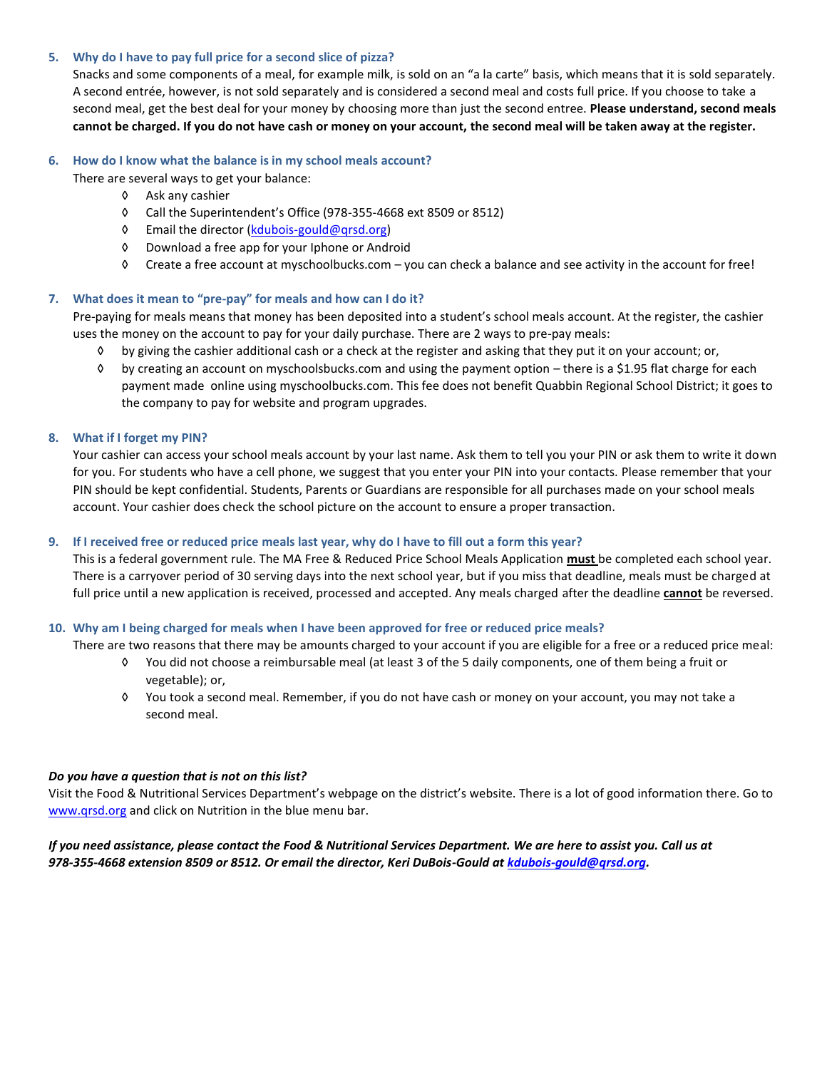5. **Why do I have to pay full price for a second slice of pizza?**

   Snacks and some components of a meal, for example milk, is sold on an "a la carte" basis, which means that it is sold separately. A second entrée, however, is not sold separately and is considered a second meal and costs full price. If you choose to take a second meal, get the best deal for your money by choosing more than just the second entree. **Please understand, second meals cannot be charged. If you do not have cash or money on your account, the second meal will be taken away at the register.**

6. **How do I know what the balance is in my school meals account?**

   There are several ways to get your balance:
   - ◊ Ask any cashier
   - ◊ Call the Superintendent's Office (978-355-4668 ext 8509 or 8512)
   - ◊ Email the director (kdubois-gould@qrsd.org)
   - ◊ Download a free app for your Iphone or Android
   - ◊ Create a free account at myschoolbucks.com – you can check a balance and see activity in the account for free!

7. **What does it mean to "pre-pay" for meals and how can I do it?**

   Pre-paying for meals means that money has been deposited into a student's school meals account. At the register, the cashier uses the money on the account to pay for your daily purchase. There are 2 ways to pre-pay meals:
   - ◊ by giving the cashier additional cash or a check at the register and asking that they put it on your account; or,
   - ◊ by creating an account on myschoolsbucks.com and using the payment option – there is a $1.95 flat charge for each payment made online using myschoolbucks.com. This fee does not benefit Quabbin Regional School District; it goes to the company to pay for website and program upgrades.

8. **What if I forget my PIN?**

   Your cashier can access your school meals account by your last name. Ask them to tell you your PIN or ask them to write it down for you. For students who have a cell phone, we suggest that you enter your PIN into your contacts. Please remember that your PIN should be kept confidential. Students, Parents or Guardians are responsible for all purchases made on your school meals account. Your cashier does check the school picture on the account to ensure a proper transaction.

9. **If I received free or reduced price meals last year, why do I have to fill out a form this year?**

   This is a federal government rule. The MA Free & Reduced Price School Meals Application **must** be completed each school year. There is a carryover period of 30 serving days into the next school year, but if you miss that deadline, meals must be charged at full price until a new application is received, processed and accepted. Any meals charged after the deadline **cannot** be reversed.

10. **Why am I being charged for meals when I have been approved for free or reduced price meals?**

    There are two reasons that there may be amounts charged to your account if you are eligible for a free or a reduced price meal:
    - ◊ You did not choose a reimbursable meal (at least 3 of the 5 daily components, one of them being a fruit or vegetable); or,
    - ◊ You took a second meal. Remember, if you do not have cash or money on your account, you may not take a second meal.

***Do you have a question that is not on this list?***

Visit the Food & Nutritional Services Department's webpage on the district's website. There is a lot of good information there. Go to www.qrsd.org and click on Nutrition in the blue menu bar.

***If you need assistance, please contact the Food & Nutritional Services Department. We are here to assist you. Call us at 978-355-4668 extension 8509 or 8512. Or email the director, Keri DuBois-Gould at kdubois-gould@qrsd.org.***